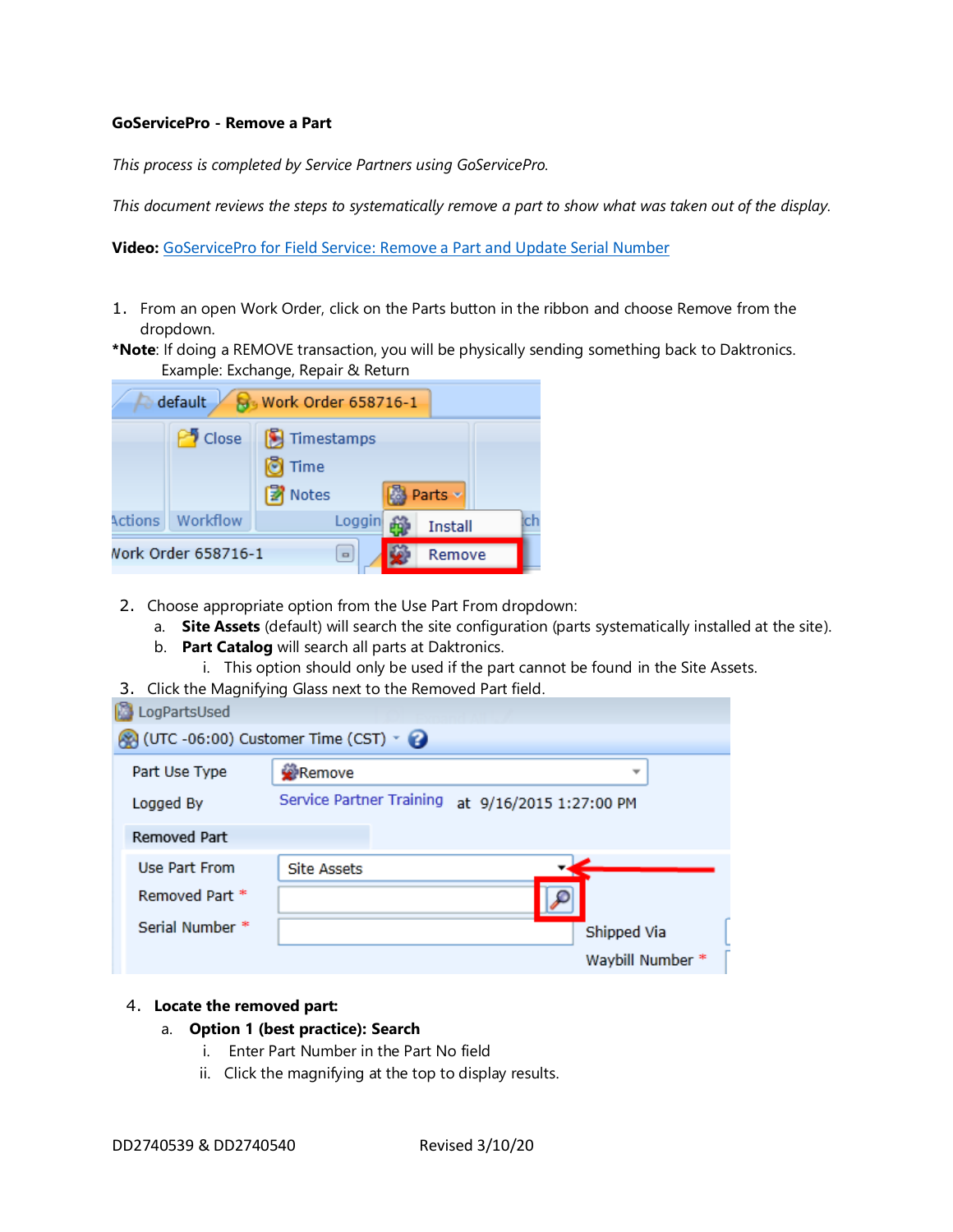**GoServicePro - Remove a Part**

*This process is completed by Service Partners using GoServicePro.*

*This document reviews the steps to systematically remove a part to show what was taken out of the display.*

**Video:** GoServicePro for Field Service: Remove a Part and Update Serial Number

1. From an open Work Order, click on the Parts button in the ribbon and choose Remove from the dropdown.

**\*Note**: If doing a REMOVE transaction, you will be physically sending something back to Daktronics. Example: Exchange, Repair & Return

2. Choose appropriate option from the Use Part From dropdown:
   a. **Site Assets** (default) will search the site configuration (parts systematically installed at the site).
   b. **Part Catalog** will search all parts at Daktronics.
      i. This option should only be used if the part cannot be found in the Site Assets.
3. Click the Magnifying Glass next to the Removed Part field.

4. **Locate the removed part:**
   a. **Option 1 (best practice): Search**
      i. Enter Part Number in the Part No field
      ii. Click the magnifying at the top to display results.

DD2740539 & DD2740540 Revised 3/10/20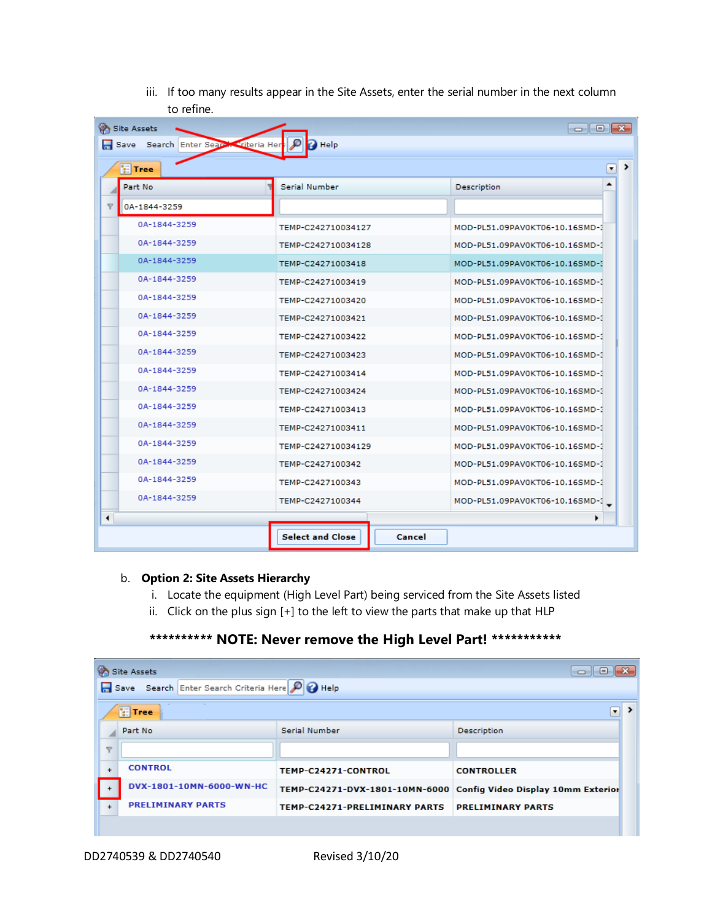iii. If too many results appear in the Site Assets, enter the serial number in the next column to refine.

Site Assets

Save Search Enter Search Criteria Here Help

Tree

| Part No | Serial Number | Description |
|---|---|---|
| 0A-1844-3259 | | |
| 0A-1844-3259 | TEMP-C242710034127 | MOD-PL51.09PAV0KT06-10.16SMD-: |
| 0A-1844-3259 | TEMP-C242710034128 | MOD-PL51.09PAV0KT06-10.16SMD-: |
| 0A-1844-3259 | TEMP-C24271003418 | MOD-PL51.09PAV0KT06-10.16SMD-: |
| 0A-1844-3259 | TEMP-C24271003419 | MOD-PL51.09PAV0KT06-10.16SMD-: |
| 0A-1844-3259 | TEMP-C24271003420 | MOD-PL51.09PAV0KT06-10.16SMD-: |
| 0A-1844-3259 | TEMP-C24271003421 | MOD-PL51.09PAV0KT06-10.16SMD-: |
| 0A-1844-3259 | TEMP-C24271003422 | MOD-PL51.09PAV0KT06-10.16SMD-: |
| 0A-1844-3259 | TEMP-C24271003423 | MOD-PL51.09PAV0KT06-10.16SMD-: |
| 0A-1844-3259 | TEMP-C24271003414 | MOD-PL51.09PAV0KT06-10.16SMD-: |
| 0A-1844-3259 | TEMP-C24271003424 | MOD-PL51.09PAV0KT06-10.16SMD-: |
| 0A-1844-3259 | TEMP-C24271003413 | MOD-PL51.09PAV0KT06-10.16SMD-: |
| 0A-1844-3259 | TEMP-C24271003411 | MOD-PL51.09PAV0KT06-10.16SMD-: |
| 0A-1844-3259 | TEMP-C242710034129 | MOD-PL51.09PAV0KT06-10.16SMD-: |
| 0A-1844-3259 | TEMP-C2427100342 | MOD-PL51.09PAV0KT06-10.16SMD-: |
| 0A-1844-3259 | TEMP-C2427100343 | MOD-PL51.09PAV0KT06-10.16SMD-: |
| 0A-1844-3259 | TEMP-C2427100344 | MOD-PL51.09PAV0KT06-10.16SMD-: |

Select and Close Cancel

b. **Option 2: Site Assets Hierarchy**

   i. Locate the equipment (High Level Part) being serviced from the Site Assets listed

   ii. Click on the plus sign [+] to the left to view the parts that make up that HLP

**\*\*\*\*\*\*\*\*\*\* NOTE: Never remove the High Level Part! \*\*\*\*\*\*\*\*\*\*\***

Site Assets

Save Search Enter Search Criteria Here Help

Tree

| | Part No | Serial Number | Description |
|---|---|---|---|
| + | CONTROL | TEMP-C24271-CONTROL | CONTROLLER |
| + | DVX-1801-10MN-6000-WN-HC | TEMP-C24271-DVX-1801-10MN-6000 | Config Video Display 10mm Exterior |
| + | PRELIMINARY PARTS | TEMP-C24271-PRELIMINARY PARTS | PRELIMINARY PARTS |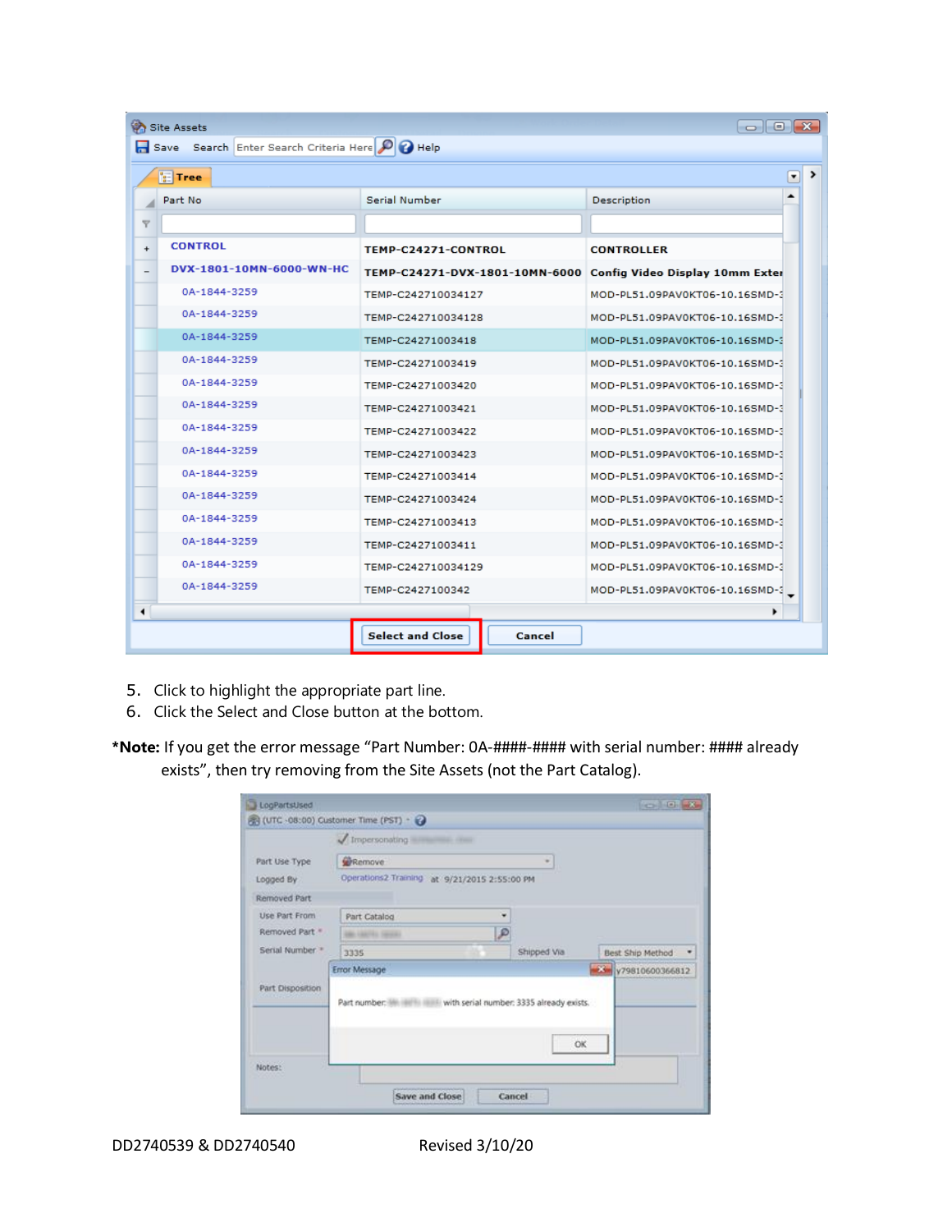5. Click to highlight the appropriate part line.
6. Click the Select and Close button at the bottom.

***Note:** If you get the error message "Part Number: 0A-####-#### with serial number: #### already exists", then try removing from the Site Assets (not the Part Catalog).

DD2740539 & DD2740540 Revised 3/10/20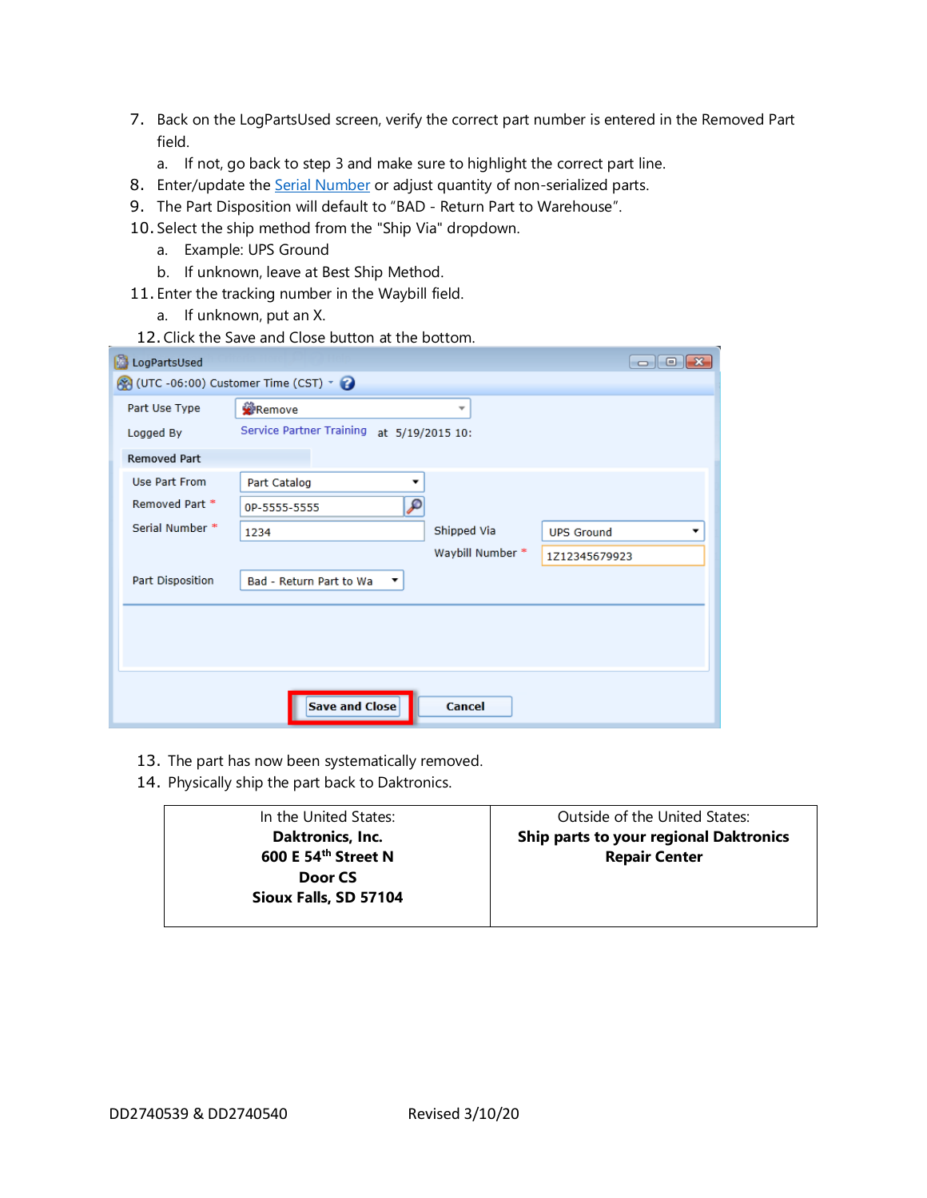7. Back on the LogPartsUsed screen, verify the correct part number is entered in the Removed Part field.
    a. If not, go back to step 3 and make sure to highlight the correct part line.
8. Enter/update the Serial Number or adjust quantity of non-serialized parts.
9. The Part Disposition will default to "BAD - Return Part to Warehouse".
10. Select the ship method from the "Ship Via" dropdown.
    a. Example: UPS Ground
    b. If unknown, leave at Best Ship Method.
11. Enter the tracking number in the Waybill field.
    a. If unknown, put an X.
12. Click the Save and Close button at the bottom.

13. The part has now been systematically removed.
14. Physically ship the part back to Daktronics.

| In the United States: | Outside of the United States: |
|---|---|
| **Daktronics, Inc.** <br> **600 E 54th Street N** <br> **Door CS** <br> **Sioux Falls, SD 57104** | **Ship parts to your regional Daktronics Repair Center** |

DD2740539 & DD2740540 Revised 3/10/20